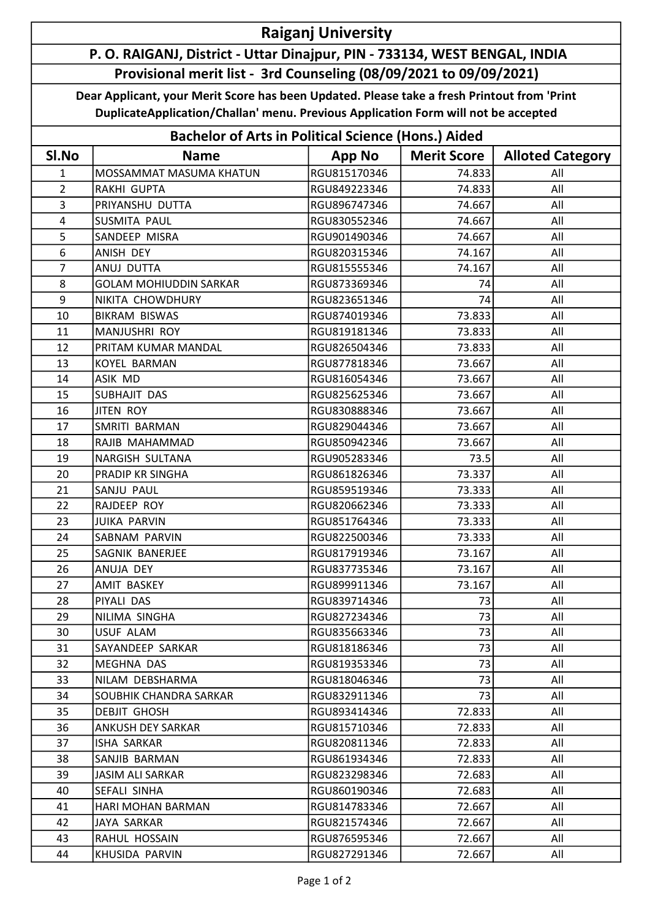# Raiganj University

**P. O. RAIGANJ, District - Uttar Dinajpur, PIN - 733134, WEST BENGAL, INDIA**

**Provisional merit list - 3rd Counseling (08/09/2021 to 09/09/2021)**

**Dear Applicant, your Merit Score has been Updated. Please take a fresh Printout from 'Print DuplicateApplication/Challan' menu. Previous Application Form will not be accepted**

## Bachelor of Arts in Political Science (Hons.) Aided

| Sl.No | Name | App No | Merit Score | Alloted Category |
|---|---|---|---|---|
| 1 | MOSSAMMAT MASUMA KHATUN | RGU815170346 | 74.833 | All |
| 2 | RAKHI GUPTA | RGU849223346 | 74.833 | All |
| 3 | PRIYANSHU DUTTA | RGU896747346 | 74.667 | All |
| 4 | SUSMITA PAUL | RGU830552346 | 74.667 | All |
| 5 | SANDEEP MISRA | RGU901490346 | 74.667 | All |
| 6 | ANISH DEY | RGU820315346 | 74.167 | All |
| 7 | ANUJ DUTTA | RGU815555346 | 74.167 | All |
| 8 | GOLAM MOHIUDDIN SARKAR | RGU873369346 | 74 | All |
| 9 | NIKITA CHOWDHURY | RGU823651346 | 74 | All |
| 10 | BIKRAM BISWAS | RGU874019346 | 73.833 | All |
| 11 | MANJUSHRI ROY | RGU819181346 | 73.833 | All |
| 12 | PRITAM KUMAR MANDAL | RGU826504346 | 73.833 | All |
| 13 | KOYEL BARMAN | RGU877818346 | 73.667 | All |
| 14 | ASIK MD | RGU816054346 | 73.667 | All |
| 15 | SUBHAJIT DAS | RGU825625346 | 73.667 | All |
| 16 | JITEN ROY | RGU830888346 | 73.667 | All |
| 17 | SMRITI BARMAN | RGU829044346 | 73.667 | All |
| 18 | RAJIB MAHAMMAD | RGU850942346 | 73.667 | All |
| 19 | NARGISH SULTANA | RGU905283346 | 73.5 | All |
| 20 | PRADIP KR SINGHA | RGU861826346 | 73.337 | All |
| 21 | SANJU PAUL | RGU859519346 | 73.333 | All |
| 22 | RAJDEEP ROY | RGU820662346 | 73.333 | All |
| 23 | JUIKA PARVIN | RGU851764346 | 73.333 | All |
| 24 | SABNAM PARVIN | RGU822500346 | 73.333 | All |
| 25 | SAGNIK BANERJEE | RGU817919346 | 73.167 | All |
| 26 | ANUJA DEY | RGU837735346 | 73.167 | All |
| 27 | AMIT BASKEY | RGU899911346 | 73.167 | All |
| 28 | PIYALI DAS | RGU839714346 | 73 | All |
| 29 | NILIMA SINGHA | RGU827234346 | 73 | All |
| 30 | USUF ALAM | RGU835663346 | 73 | All |
| 31 | SAYANDEEP SARKAR | RGU818186346 | 73 | All |
| 32 | MEGHNA DAS | RGU819353346 | 73 | All |
| 33 | NILAM DEBSHARMA | RGU818046346 | 73 | All |
| 34 | SOUBHIK CHANDRA SARKAR | RGU832911346 | 73 | All |
| 35 | DEBJIT GHOSH | RGU893414346 | 72.833 | All |
| 36 | ANKUSH DEY SARKAR | RGU815710346 | 72.833 | All |
| 37 | ISHA SARKAR | RGU820811346 | 72.833 | All |
| 38 | SANJIB BARMAN | RGU861934346 | 72.833 | All |
| 39 | JASIM ALI SARKAR | RGU823298346 | 72.683 | All |
| 40 | SEFALI SINHA | RGU860190346 | 72.683 | All |
| 41 | HARI MOHAN BARMAN | RGU814783346 | 72.667 | All |
| 42 | JAYA SARKAR | RGU821574346 | 72.667 | All |
| 43 | RAHUL HOSSAIN | RGU876595346 | 72.667 | All |
| 44 | KHUSIDA PARVIN | RGU827291346 | 72.667 | All |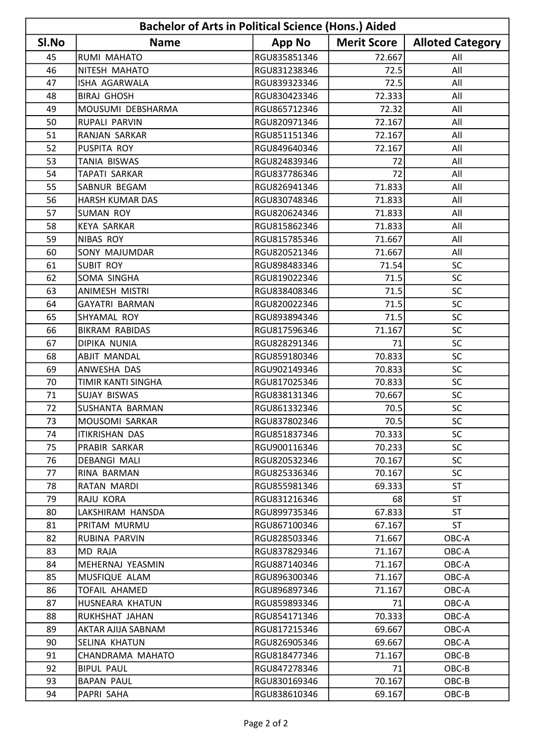| Bachelor of Arts in Political Science (Hons.) Aided | | | | |
|---|---|---|---|---|
| Sl.No | Name | App No | Merit Score | Alloted Category |
| 45 | RUMI MAHATO | RGU835851346 | 72.667 | All |
| 46 | NITESH MAHATO | RGU831238346 | 72.5 | All |
| 47 | ISHA AGARWALA | RGU839323346 | 72.5 | All |
| 48 | BIRAJ GHOSH | RGU830423346 | 72.333 | All |
| 49 | MOUSUMI DEBSHARMA | RGU865712346 | 72.32 | All |
| 50 | RUPALI PARVIN | RGU820971346 | 72.167 | All |
| 51 | RANJAN SARKAR | RGU851151346 | 72.167 | All |
| 52 | PUSPITA ROY | RGU849640346 | 72.167 | All |
| 53 | TANIA BISWAS | RGU824839346 | 72 | All |
| 54 | TAPATI SARKAR | RGU837786346 | 72 | All |
| 55 | SABNUR BEGAM | RGU826941346 | 71.833 | All |
| 56 | HARSH KUMAR DAS | RGU830748346 | 71.833 | All |
| 57 | SUMAN ROY | RGU820624346 | 71.833 | All |
| 58 | KEYA SARKAR | RGU815862346 | 71.833 | All |
| 59 | NIBAS ROY | RGU815785346 | 71.667 | All |
| 60 | SONY MAJUMDAR | RGU820521346 | 71.667 | All |
| 61 | SUBIT ROY | RGU898483346 | 71.54 | SC |
| 62 | SOMA SINGHA | RGU819022346 | 71.5 | SC |
| 63 | ANIMESH MISTRI | RGU838408346 | 71.5 | SC |
| 64 | GAYATRI BARMAN | RGU820022346 | 71.5 | SC |
| 65 | SHYAMAL ROY | RGU893894346 | 71.5 | SC |
| 66 | BIKRAM RABIDAS | RGU817596346 | 71.167 | SC |
| 67 | DIPIKA NUNIA | RGU828291346 | 71 | SC |
| 68 | ABJIT MANDAL | RGU859180346 | 70.833 | SC |
| 69 | ANWESHA DAS | RGU902149346 | 70.833 | SC |
| 70 | TIMIR KANTI SINGHA | RGU817025346 | 70.833 | SC |
| 71 | SUJAY BISWAS | RGU838131346 | 70.667 | SC |
| 72 | SUSHANTA BARMAN | RGU861332346 | 70.5 | SC |
| 73 | MOUSOMI SARKAR | RGU837802346 | 70.5 | SC |
| 74 | ITIKRISHAN DAS | RGU851837346 | 70.333 | SC |
| 75 | PRABIR SARKAR | RGU900116346 | 70.233 | SC |
| 76 | DEBANGI MALI | RGU820532346 | 70.167 | SC |
| 77 | RINA BARMAN | RGU825336346 | 70.167 | SC |
| 78 | RATAN MARDI | RGU855981346 | 69.333 | ST |
| 79 | RAJU KORA | RGU831216346 | 68 | ST |
| 80 | LAKSHIRAM HANSDA | RGU899735346 | 67.833 | ST |
| 81 | PRITAM MURMU | RGU867100346 | 67.167 | ST |
| 82 | RUBINA PARVIN | RGU828503346 | 71.667 | OBC-A |
| 83 | MD RAJA | RGU837829346 | 71.167 | OBC-A |
| 84 | MEHERNAJ YEASMIN | RGU887140346 | 71.167 | OBC-A |
| 85 | MUSFIQUE ALAM | RGU896300346 | 71.167 | OBC-A |
| 86 | TOFAIL AHAMED | RGU896897346 | 71.167 | OBC-A |
| 87 | HUSNEARA KHATUN | RGU859893346 | 71 | OBC-A |
| 88 | RUKHSHAT JAHAN | RGU854171346 | 70.333 | OBC-A |
| 89 | AKTAR AJIJA SABNAM | RGU817215346 | 69.667 | OBC-A |
| 90 | SELINA KHATUN | RGU826905346 | 69.667 | OBC-A |
| 91 | CHANDRAMA MAHATO | RGU818477346 | 71.167 | OBC-B |
| 92 | BIPUL PAUL | RGU847278346 | 71 | OBC-B |
| 93 | BAPAN PAUL | RGU830169346 | 70.167 | OBC-B |
| 94 | PAPRI SAHA | RGU838610346 | 69.167 | OBC-B |